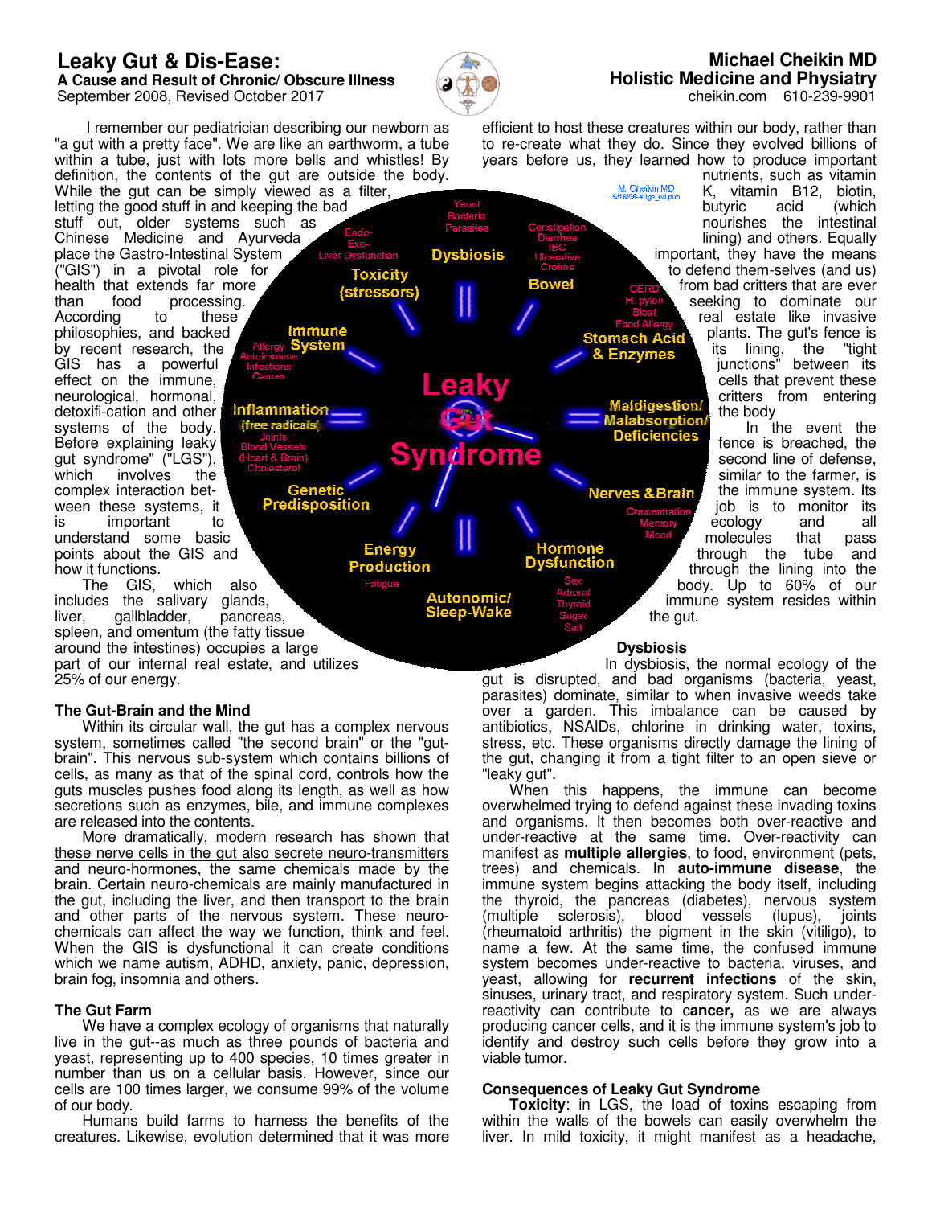# Leaky Gut & Dis-Ease:

**A Cause and Result of Chronic/ Obscure Illness**

September 2008, Revised October 2017

**Michael Cheikin MD**
**Holistic Medicine and Physiatry**
cheikin.com 610-239-9901

I remember our pediatrician describing our newborn as "a gut with a pretty face". We are like an earthworm, a tube within a tube, just with lots more bells and whistles! By definition, the contents of the gut are outside the body. While the gut can be simply viewed as a filter, letting the good stuff in and keeping the bad stuff out, older systems such as Chinese Medicine and Ayurveda place the Gastro-Intestinal System ("GIS") in a pivotal role for health that extends far more than food processing. According to these philosophies, and backed by recent research, the GIS has a powerful effect on the immune, neurological, hormonal, detoxifi-cation and other systems of the body. Before explaining leaky gut syndrome" ("LGS"), which involves the complex interaction bet-ween these systems, it is important to understand some basic points about the GIS and how it functions.

The GIS, which also includes the salivary glands, liver, gallbladder, pancreas, spleen, and omentum (the fatty tissue around the intestines) occupies a large part of our internal real estate, and utilizes 25% of our energy.

### The Gut-Brain and the Mind

Within its circular wall, the gut has a complex nervous system, sometimes called "the second brain" or the "gut-brain". This nervous sub-system which contains billions of cells, as many as that of the spinal cord, controls how the guts muscles pushes food along its length, as well as how secretions such as enzymes, bile, and immune complexes are released into the contents.

More dramatically, modern research has shown that <u>these nerve cells in the gut also secrete neuro-transmitters and neuro-hormones, the same chemicals made by the brain.</u> Certain neuro-chemicals are mainly manufactured in the gut, including the liver, and then transport to the brain and other parts of the nervous system. These neuro-chemicals can affect the way we function, think and feel. When the GIS is dysfunctional it can create conditions which we name autism, ADHD, anxiety, panic, depression, brain fog, insomnia and others.

### The Gut Farm

We have a complex ecology of organisms that naturally live in the gut--as much as three pounds of bacteria and yeast, representing up to 400 species, 10 times greater in number than us on a cellular basis. However, since our cells are 100 times larger, we consume 99% of the volume of our body.

Humans build farms to harness the benefits of the creatures. Likewise, evolution determined that it was more efficient to host these creatures within our body, rather than to re-create what they do. Since they evolved billions of years before us, they learned how to produce important nutrients, such as vitamin K, vitamin B12, biotin, butyric acid (which nourishes the intestinal lining) and others. Equally important, they have the means to defend them-selves (and us) from bad critters that are ever seeking to dominate our real estate like invasive plants. The gut's fence is its lining, the "tight junctions" between its cells that prevent these critters from entering the body

In the event the fence is breached, the second line of defense, similar to the farmer, is the immune system. Its job is to monitor its ecology and all molecules that pass through the tube and through the lining into the body. Up to 60% of our immune system resides within the gut.

Leaky Gut Syndrome (diagram):
- Dysbiosis: Yeast, Bacteria, Parasites
- Bowel: Constipation, Diarrhea, IBC, Ulcerative, Crohns
- Stomach Acid & Enzymes: GERD, H. pylori, Bloat, Food Allergy
- Maldigestion/ Malabsorption/ Deficiencies
- Nerves & Brain: Concentration, Memory, Mood
- Hormone Dysfunction: Sex, Adrenal, Thyroid, Sugar, Salt
- Autonomic/ Sleep-Wake
- Energy Production: Fatigue
- Genetic Predisposition
- Inflammation (free radicals): Joints, Blood Vessels (Heart & Brain), Cholesterol
- Immune System: Allergy, Autoimmune, Infections, Cancer
- Toxicity (stressors): Endo-, Exo-, Liver Dysfunction

### Dysbiosis

In dysbiosis, the normal ecology of the gut is disrupted, and bad organisms (bacteria, yeast, parasites) dominate, similar to when invasive weeds take over a garden. This imbalance can be caused by antibiotics, NSAIDs, chlorine in drinking water, toxins, stress, etc. These organisms directly damage the lining of the gut, changing it from a tight filter to an open sieve or "leaky gut".

When this happens, the immune can become overwhelmed trying to defend against these invading toxins and organisms. It then becomes both over-reactive and under-reactive at the same time. Over-reactivity can manifest as **multiple allergies**, to food, environment (pets, trees) and chemicals. In **auto-immune disease**, the immune system begins attacking the body itself, including the thyroid, the pancreas (diabetes), nervous system (multiple sclerosis), blood vessels (lupus), joints (rheumatoid arthritis) the pigment in the skin (vitiligo), to name a few. At the same time, the confused immune system becomes under-reactive to bacteria, viruses, and yeast, allowing for **recurrent infections** of the skin, sinuses, urinary tract, and respiratory system. Such under-reactivity can contribute to c**ancer,** as we are always producing cancer cells, and it is the immune system's job to identify and destroy such cells before they grow into a viable tumor.

### Consequences of Leaky Gut Syndrome

**Toxicity**: in LGS, the load of toxins escaping from within the walls of the bowels can easily overwhelm the liver. In mild toxicity, it might manifest as a headache,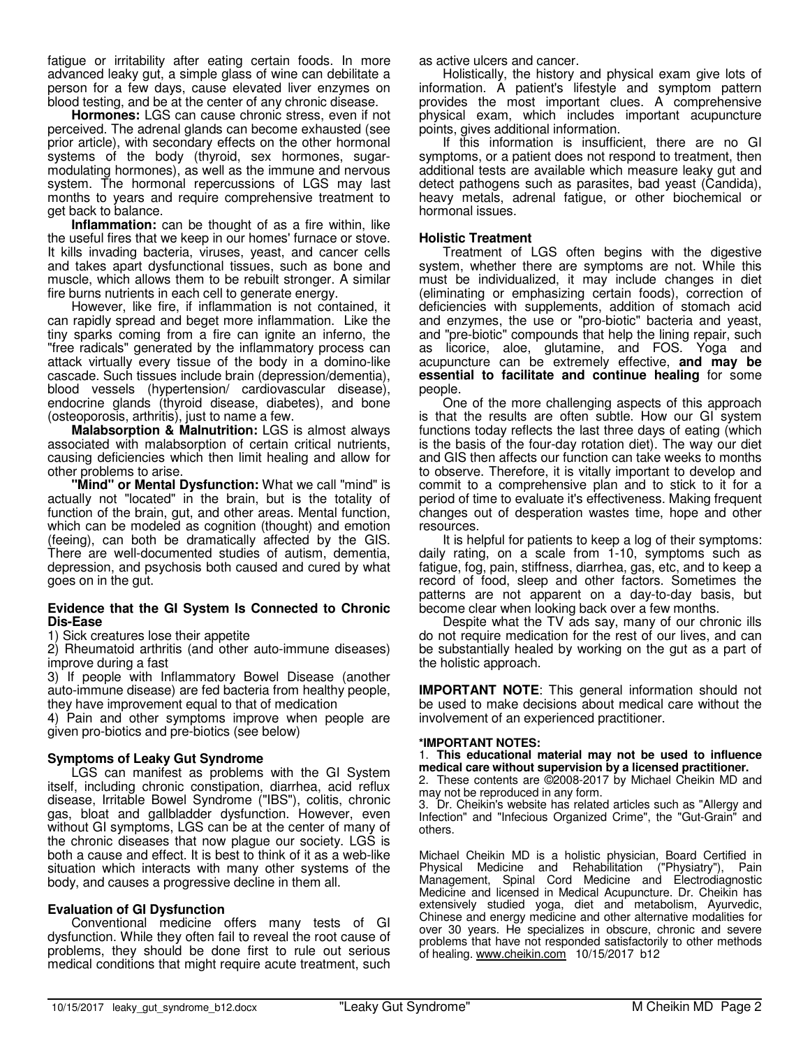fatigue or irritability after eating certain foods. In more advanced leaky gut, a simple glass of wine can debilitate a person for a few days, cause elevated liver enzymes on blood testing, and be at the center of any chronic disease.

**Hormones:** LGS can cause chronic stress, even if not perceived. The adrenal glands can become exhausted (see prior article), with secondary effects on the other hormonal systems of the body (thyroid, sex hormones, sugar-modulating hormones), as well as the immune and nervous system. The hormonal repercussions of LGS may last months to years and require comprehensive treatment to get back to balance.

**Inflammation:** can be thought of as a fire within, like the useful fires that we keep in our homes' furnace or stove. It kills invading bacteria, viruses, yeast, and cancer cells and takes apart dysfunctional tissues, such as bone and muscle, which allows them to be rebuilt stronger. A similar fire burns nutrients in each cell to generate energy.

However, like fire, if inflammation is not contained, it can rapidly spread and beget more inflammation. Like the tiny sparks coming from a fire can ignite an inferno, the "free radicals" generated by the inflammatory process can attack virtually every tissue of the body in a domino-like cascade. Such tissues include brain (depression/dementia), blood vessels (hypertension/ cardiovascular disease), endocrine glands (thyroid disease, diabetes), and bone (osteoporosis, arthritis), just to name a few.

**Malabsorption & Malnutrition:** LGS is almost always associated with malabsorption of certain critical nutrients, causing deficiencies which then limit healing and allow for other problems to arise.

**"Mind" or Mental Dysfunction:** What we call "mind" is actually not "located" in the brain, but is the totality of function of the brain, gut, and other areas. Mental function, which can be modeled as cognition (thought) and emotion (feeing), can both be dramatically affected by the GIS. There are well-documented studies of autism, dementia, depression, and psychosis both caused and cured by what goes on in the gut.

**Evidence that the GI System Is Connected to Chronic Dis-Ease**

1) Sick creatures lose their appetite
2) Rheumatoid arthritis (and other auto-immune diseases) improve during a fast
3) If people with Inflammatory Bowel Disease (another auto-immune disease) are fed bacteria from healthy people, they have improvement equal to that of medication
4) Pain and other symptoms improve when people are given pro-biotics and pre-biotics (see below)

**Symptoms of Leaky Gut Syndrome**

LGS can manifest as problems with the GI System itself, including chronic constipation, diarrhea, acid reflux disease, Irritable Bowel Syndrome ("IBS"), colitis, chronic gas, bloat and gallbladder dysfunction. However, even without GI symptoms, LGS can be at the center of many of the chronic diseases that now plague our society. LGS is both a cause and effect. It is best to think of it as a web-like situation which interacts with many other systems of the body, and causes a progressive decline in them all.

**Evaluation of GI Dysfunction**

Conventional medicine offers many tests of GI dysfunction. While they often fail to reveal the root cause of problems, they should be done first to rule out serious medical conditions that might require acute treatment, such as active ulcers and cancer.

Holistically, the history and physical exam give lots of information. A patient's lifestyle and symptom pattern provides the most important clues. A comprehensive physical exam, which includes important acupuncture points, gives additional information.

If this information is insufficient, there are no GI symptoms, or a patient does not respond to treatment, then additional tests are available which measure leaky gut and detect pathogens such as parasites, bad yeast (Candida), heavy metals, adrenal fatigue, or other biochemical or hormonal issues.

**Holistic Treatment**

Treatment of LGS often begins with the digestive system, whether there are symptoms are not. While this must be individualized, it may include changes in diet (eliminating or emphasizing certain foods), correction of deficiencies with supplements, addition of stomach acid and enzymes, the use or "pro-biotic" bacteria and yeast, and "pre-biotic" compounds that help the lining repair, such as licorice, aloe, glutamine, and FOS. Yoga and acupuncture can be extremely effective, **and may be essential to facilitate and continue healing** for some people.

One of the more challenging aspects of this approach is that the results are often subtle. How our GI system functions today reflects the last three days of eating (which is the basis of the four-day rotation diet). The way our diet and GIS then affects our function can take weeks to months to observe. Therefore, it is vitally important to develop and commit to a comprehensive plan and to stick to it for a period of time to evaluate it's effectiveness. Making frequent changes out of desperation wastes time, hope and other resources.

It is helpful for patients to keep a log of their symptoms: daily rating, on a scale from 1-10, symptoms such as fatigue, fog, pain, stiffness, diarrhea, gas, etc, and to keep a record of food, sleep and other factors. Sometimes the patterns are not apparent on a day-to-day basis, but become clear when looking back over a few months.

Despite what the TV ads say, many of our chronic ills do not require medication for the rest of our lives, and can be substantially healed by working on the gut as a part of the holistic approach.

**IMPORTANT NOTE**: This general information should not be used to make decisions about medical care without the involvement of an experienced practitioner.

**\*IMPORTANT NOTES:**

1. **This educational material may not be used to influence medical care without supervision by a licensed practitioner.**
2. These contents are ©2008-2017 by Michael Cheikin MD and may not be reproduced in any form.
3. Dr. Cheikin's website has related articles such as "Allergy and Infection" and "Infecious Organized Crime", the "Gut-Grain" and others.

Michael Cheikin MD is a holistic physician, Board Certified in Physical Medicine and Rehabilitation ("Physiatry"), Pain Management, Spinal Cord Medicine and Electrodiagnostic Medicine and licensed in Medical Acupuncture. Dr. Cheikin has extensively studied yoga, diet and metabolism, Ayurvedic, Chinese and energy medicine and other alternative modalities for over 30 years. He specializes in obscure, chronic and severe problems that have not responded satisfactorily to other methods of healing. www.cheikin.com 10/15/2017 b12